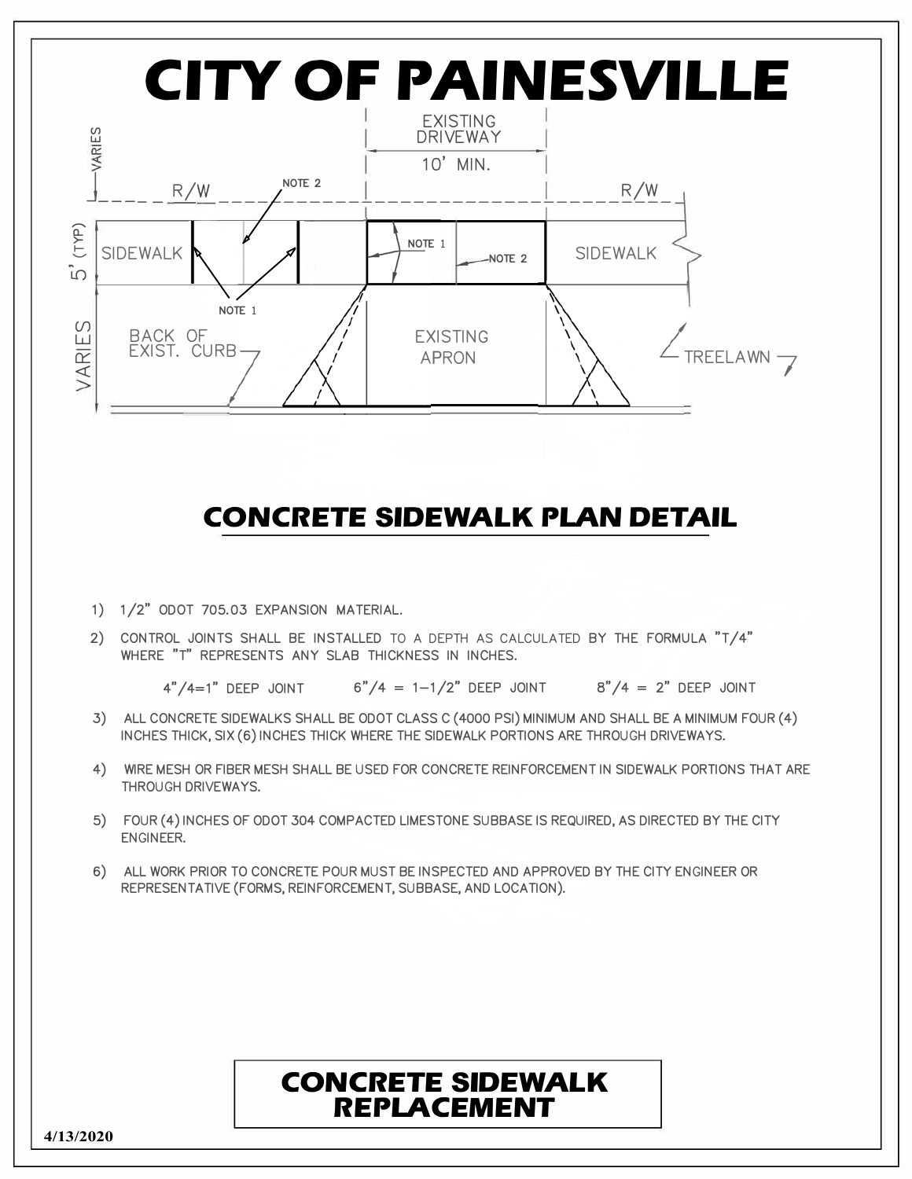# CITY OF PAINESVILLE

EXISTING DRIVEWAY

10' MIN.

VARIES

R/W

R/W

NOTE 2

5' (TYP)

SIDEWALK

NOTE 1

NOTE 2

SIDEWALK

NOTE 1

VARIES

BACK OF EXIST. CURB

EXISTING APRON

TREELAWN

## CONCRETE SIDEWALK PLAN DETAIL

1) 1/2" ODOT 705.03 EXPANSION MATERIAL.
2) CONTROL JOINTS SHALL BE INSTALLED TO A DEPTH AS CALCULATED BY THE FORMULA "T/4" WHERE "T" REPRESENTS ANY SLAB THICKNESS IN INCHES.

   4"/4=1" DEEP JOINT      6"/4 = 1-1/2" DEEP JOINT      8"/4 = 2" DEEP JOINT

3) ALL CONCRETE SIDEWALKS SHALL BE ODOT CLASS C (4000 PSI) MINIMUM AND SHALL BE A MINIMUM FOUR (4) INCHES THICK, SIX (6) INCHES THICK WHERE THE SIDEWALK PORTIONS ARE THROUGH DRIVEWAYS.
4) WIRE MESH OR FIBER MESH SHALL BE USED FOR CONCRETE REINFORCEMENT IN SIDEWALK PORTIONS THAT ARE THROUGH DRIVEWAYS.
5) FOUR (4) INCHES OF ODOT 304 COMPACTED LIMESTONE SUBBASE IS REQUIRED, AS DIRECTED BY THE CITY ENGINEER.
6) ALL WORK PRIOR TO CONCRETE POUR MUST BE INSPECTED AND APPROVED BY THE CITY ENGINEER OR REPRESENTATIVE (FORMS, REINFORCEMENT, SUBBASE, AND LOCATION).

**CONCRETE SIDEWALK REPLACEMENT**

4/13/2020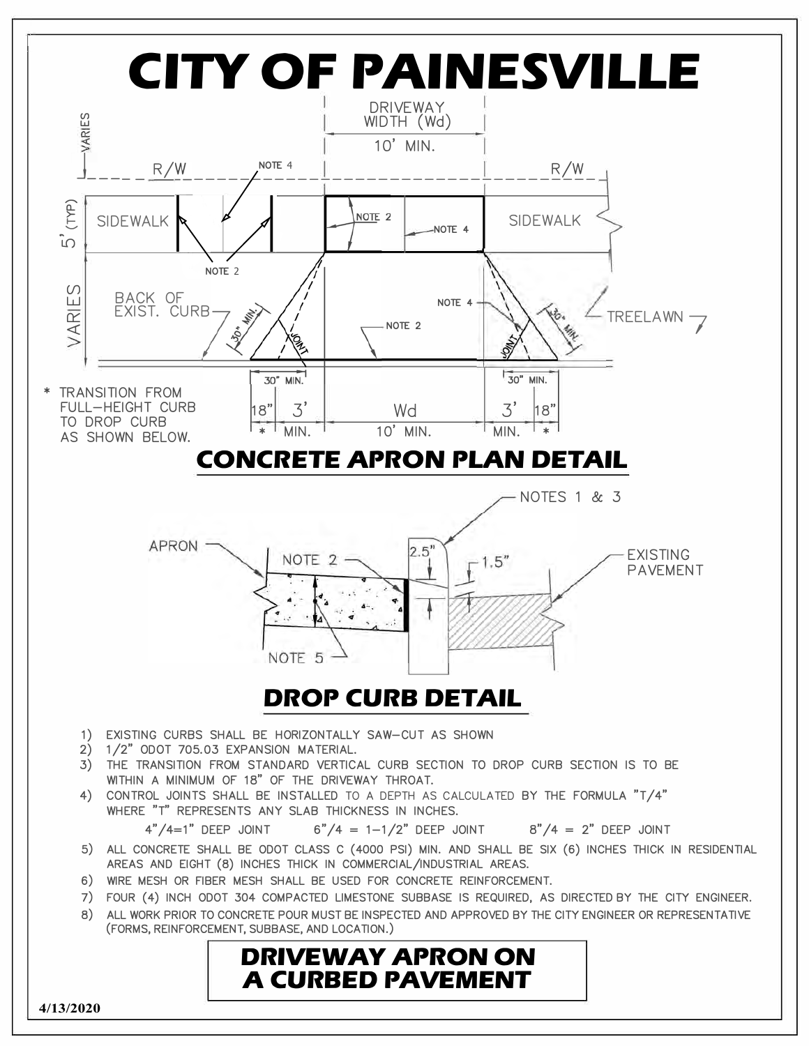# CITY OF PAINESVILLE

DRIVEWAY WIDTH (Wd)

10' MIN.

VARIES

R/W　　　　NOTE 4　　　　R/W

5' (TYP)　SIDEWALK　　NOTE 2　　NOTE 4　　SIDEWALK

NOTE 2

VARIES　BACK OF EXIST. CURB　　30" MIN.　　JOINT　　NOTE 2　　NOTE 4　　JOINT　　30" MIN.　　TREELAWN

30" MIN.　　30" MIN.

18" | 3' | Wd | 3' | 18"
--- | --- | --- | --- | ---
* | MIN. | 10' MIN. | MIN. | *

\* TRANSITION FROM FULL-HEIGHT CURB TO DROP CURB AS SHOWN BELOW.

## CONCRETE APRON PLAN DETAIL

NOTES 1 & 3

APRON　　NOTE 2　　2.5"　　1.5"　　EXISTING PAVEMENT

NOTE 5

## DROP CURB DETAIL

1) EXISTING CURBS SHALL BE HORIZONTALLY SAW-CUT AS SHOWN
2) 1/2" ODOT 705.03 EXPANSION MATERIAL.
3) THE TRANSITION FROM STANDARD VERTICAL CURB SECTION TO DROP CURB SECTION IS TO BE WITHIN A MINIMUM OF 18" OF THE DRIVEWAY THROAT.
4) CONTROL JOINTS SHALL BE INSTALLED TO A DEPTH AS CALCULATED BY THE FORMULA "T/4" WHERE "T" REPRESENTS ANY SLAB THICKNESS IN INCHES.

   4"/4=1" DEEP JOINT　　6"/4 = 1-1/2" DEEP JOINT　　8"/4 = 2" DEEP JOINT

5) ALL CONCRETE SHALL BE ODOT CLASS C (4000 PSI) MIN. AND SHALL BE SIX (6) INCHES THICK IN RESIDENTIAL AREAS AND EIGHT (8) INCHES THICK IN COMMERCIAL/INDUSTRIAL AREAS.
6) WIRE MESH OR FIBER MESH SHALL BE USED FOR CONCRETE REINFORCEMENT.
7) FOUR (4) INCH ODOT 304 COMPACTED LIMESTONE SUBBASE IS REQUIRED, AS DIRECTED BY THE CITY ENGINEER.
8) ALL WORK PRIOR TO CONCRETE POUR MUST BE INSPECTED AND APPROVED BY THE CITY ENGINEER OR REPRESENTATIVE (FORMS, REINFORCEMENT, SUBBASE, AND LOCATION.)

## DRIVEWAY APRON ON A CURBED PAVEMENT

4/13/2020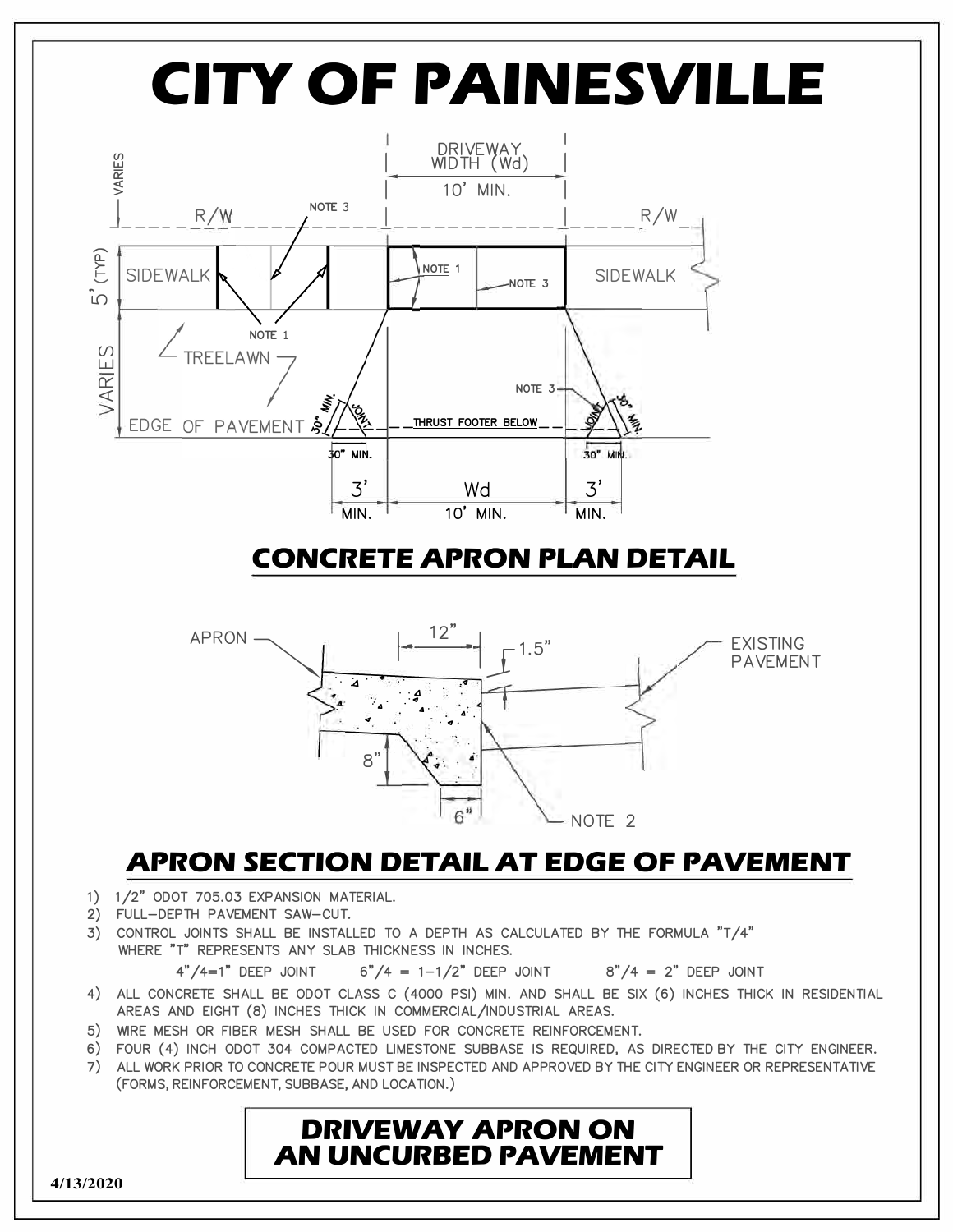# CITY OF PAINESVILLE

VARIES

R/W

DRIVEWAY WIDTH (Wd)

10' MIN.

R/W

NOTE 3

5' (TYP)

SIDEWALK

NOTE 1

NOTE 3

SIDEWALK

NOTE 1

VARIES

TREELAWN

NOTE 3

EDGE OF PAVEMENT

30" MIN.

JOINT

THRUST FOOTER BELOW

JOINT

30" MIN.

30" MIN.

30" MIN.

3' MIN.

Wd 10' MIN.

3' MIN.

## CONCRETE APRON PLAN DETAIL

APRON

12"

1.5"

EXISTING PAVEMENT

8"

6"

NOTE 2

## APRON SECTION DETAIL AT EDGE OF PAVEMENT

1) 1/2" ODOT 705.03 EXPANSION MATERIAL.
2) FULL-DEPTH PAVEMENT SAW-CUT.
3) CONTROL JOINTS SHALL BE INSTALLED TO A DEPTH AS CALCULATED BY THE FORMULA "T/4" WHERE "T" REPRESENTS ANY SLAB THICKNESS IN INCHES.
   4"/4=1" DEEP JOINT    6"/4 = 1-1/2" DEEP JOINT    8"/4 = 2" DEEP JOINT
4) ALL CONCRETE SHALL BE ODOT CLASS C (4000 PSI) MIN. AND SHALL BE SIX (6) INCHES THICK IN RESIDENTIAL AREAS AND EIGHT (8) INCHES THICK IN COMMERCIAL/INDUSTRIAL AREAS.
5) WIRE MESH OR FIBER MESH SHALL BE USED FOR CONCRETE REINFORCEMENT.
6) FOUR (4) INCH ODOT 304 COMPACTED LIMESTONE SUBBASE IS REQUIRED, AS DIRECTED BY THE CITY ENGINEER.
7) ALL WORK PRIOR TO CONCRETE POUR MUST BE INSPECTED AND APPROVED BY THE CITY ENGINEER OR REPRESENTATIVE (FORMS, REINFORCEMENT, SUBBASE, AND LOCATION.)

## DRIVEWAY APRON ON AN UNCURBED PAVEMENT

4/13/2020